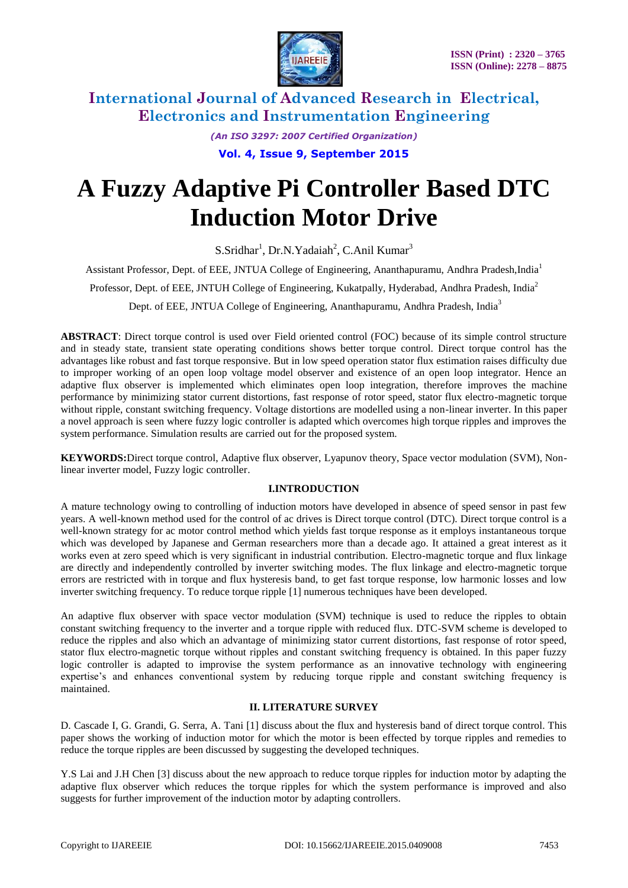# A Fuzzy Adaptive Pi Controller Based DTC Induction Motor Drive

S.Sridhar[1], Dr.N.Yadaiah[2], C.Anil Kumar[3]

Assistant Professor, Dept. of EEE, JNTUA College of Engineering, Ananthapuramu, Andhra Pradesh,India[1]

Professor, Dept. of EEE, JNTUH College of Engineering, Kukatpally, Hyderabad, Andhra Pradesh, India[2]

Dept. of EEE, JNTUA College of Engineering, Ananthapuramu, Andhra Pradesh, India[3]

**ABSTRACT**: Direct torque control is used over Field oriented control (FOC) because of its simple control structure and in steady state, transient state operating conditions shows better torque control. Direct torque control has the advantages like robust and fast torque responsive. But in low speed operation stator flux estimation raises difficulty due to improper working of an open loop voltage model observer and existence of an open loop integrator. Hence an adaptive flux observer is implemented which eliminates open loop integration, therefore improves the machine performance by minimizing stator current distortions, fast response of rotor speed, stator flux electro-magnetic torque without ripple, constant switching frequency. Voltage distortions are modelled using a non-linear inverter. In this paper a novel approach is seen where fuzzy logic controller is adapted which overcomes high torque ripples and improves the system performance. Simulation results are carried out for the proposed system.

**KEYWORDS:** Direct torque control, Adaptive flux observer, Lyapunov theory, Space vector modulation (SVM), Non-linear inverter model, Fuzzy logic controller.

## I.INTRODUCTION

A mature technology owing to controlling of induction motors have developed in absence of speed sensor in past few years. A well-known method used for the control of ac drives is Direct torque control (DTC). Direct torque control is a well-known strategy for ac motor control method which yields fast torque response as it employs instantaneous torque which was developed by Japanese and German researchers more than a decade ago. It attained a great interest as it works even at zero speed which is very significant in industrial contribution. Electro-magnetic torque and flux linkage are directly and independently controlled by inverter switching modes. The flux linkage and electro-magnetic torque errors are restricted with in torque and flux hysteresis band, to get fast torque response, low harmonic losses and low inverter switching frequency. To reduce torque ripple [1] numerous techniques have been developed.

An adaptive flux observer with space vector modulation (SVM) technique is used to reduce the ripples to obtain constant switching frequency to the inverter and a torque ripple with reduced flux. DTC-SVM scheme is developed to reduce the ripples and also which an advantage of minimizing stator current distortions, fast response of rotor speed, stator flux electro-magnetic torque without ripples and constant switching frequency is obtained. In this paper fuzzy logic controller is adapted to improvise the system performance as an innovative technology with engineering expertise's and enhances conventional system by reducing torque ripple and constant switching frequency is maintained.

## II. LITERATURE SURVEY

D. Cascade I, G. Grandi, G. Serra, A. Tani [1] discuss about the flux and hysteresis band of direct torque control. This paper shows the working of induction motor for which the motor is been effected by torque ripples and remedies to reduce the torque ripples are been discussed by suggesting the developed techniques.

Y.S Lai and J.H Chen [3] discuss about the new approach to reduce torque ripples for induction motor by adapting the adaptive flux observer which reduces the torque ripples for which the system performance is improved and also suggests for further improvement of the induction motor by adapting controllers.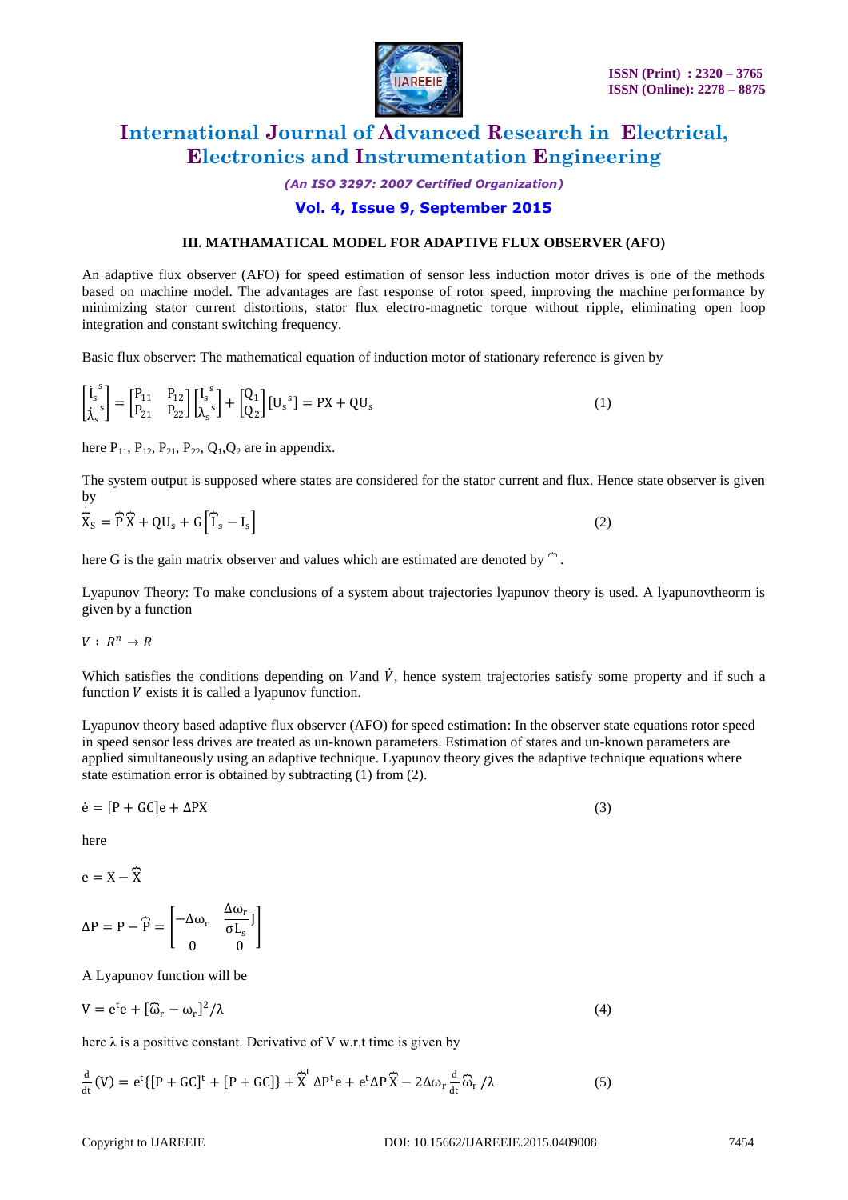### III. MATHAMATICAL MODEL FOR ADAPTIVE FLUX OBSERVER (AFO)

An adaptive flux observer (AFO) for speed estimation of sensor less induction motor drives is one of the methods based on machine model. The advantages are fast response of rotor speed, improving the machine performance by minimizing stator current distortions, stator flux electro-magnetic torque without ripple, eliminating open loop integration and constant switching frequency.

Basic flux observer: The mathematical equation of induction motor of stationary reference is given by

$$\begin{bmatrix} \dot{I}_s^{\,s} \\ \dot{\lambda}_s^{\,s} \end{bmatrix} = \begin{bmatrix} P_{11} & P_{12} \\ P_{21} & P_{22} \end{bmatrix} \begin{bmatrix} I_s^{\,s} \\ \lambda_s^{\,s} \end{bmatrix} + \begin{bmatrix} Q_1 \\ Q_2 \end{bmatrix} [U_s^{\,s}] = PX + QU_s \tag{1}$$

here $P_{11}$, $P_{12}$, $P_{21}$, $P_{22}$, $Q_1$,$Q_2$ are in appendix.

The system output is supposed where states are considered for the stator current and flux. Hence state observer is given by

$$\dot{\hat{X}}_S = \hat{P}\hat{X} + QU_s + G\left[\hat{I}_s - I_s\right] \tag{2}$$

here G is the gain matrix observer and values which are estimated are denoted by $\hat{}$ .

Lyapunov Theory: To make conclusions of a system about trajectories lyapunov theory is used. A lyapunovtheorm is given by a function

$V : R^n \rightarrow R$

Which satisfies the conditions depending on $V$and $\dot{V}$, hence system trajectories satisfy some property and if such a function $V$ exists it is called a lyapunov function.

Lyapunov theory based adaptive flux observer (AFO) for speed estimation: In the observer state equations rotor speed in speed sensor less drives are treated as un-known parameters. Estimation of states and un-known parameters are applied simultaneously using an adaptive technique. Lyapunov theory gives the adaptive technique equations where state estimation error is obtained by subtracting (1) from (2).

$$\dot{e} = [P + GC]e + \Delta PX \tag{3}$$

here

$$e = X - \hat{X}$$

$$\Delta P = P - \hat{P} = \begin{bmatrix} -\Delta\omega_r & \dfrac{\Delta\omega_r}{\sigma L_s} J \\ 0 & 0 \end{bmatrix}$$

A Lyapunov function will be

$$V = e^t e + [\hat{\omega}_r - \omega_r]^2 / \lambda \tag{4}$$

here λ is a positive constant. Derivative of V w.r.t time is given by

$$\frac{d}{dt}(V) = e^t\{[P + GC]^t + [P + GC]\} + \hat{X}^t \Delta P^t e + e^t \Delta P \hat{X} - 2\Delta\omega_r \frac{d}{dt}\hat{\omega}_r / \lambda \tag{5}$$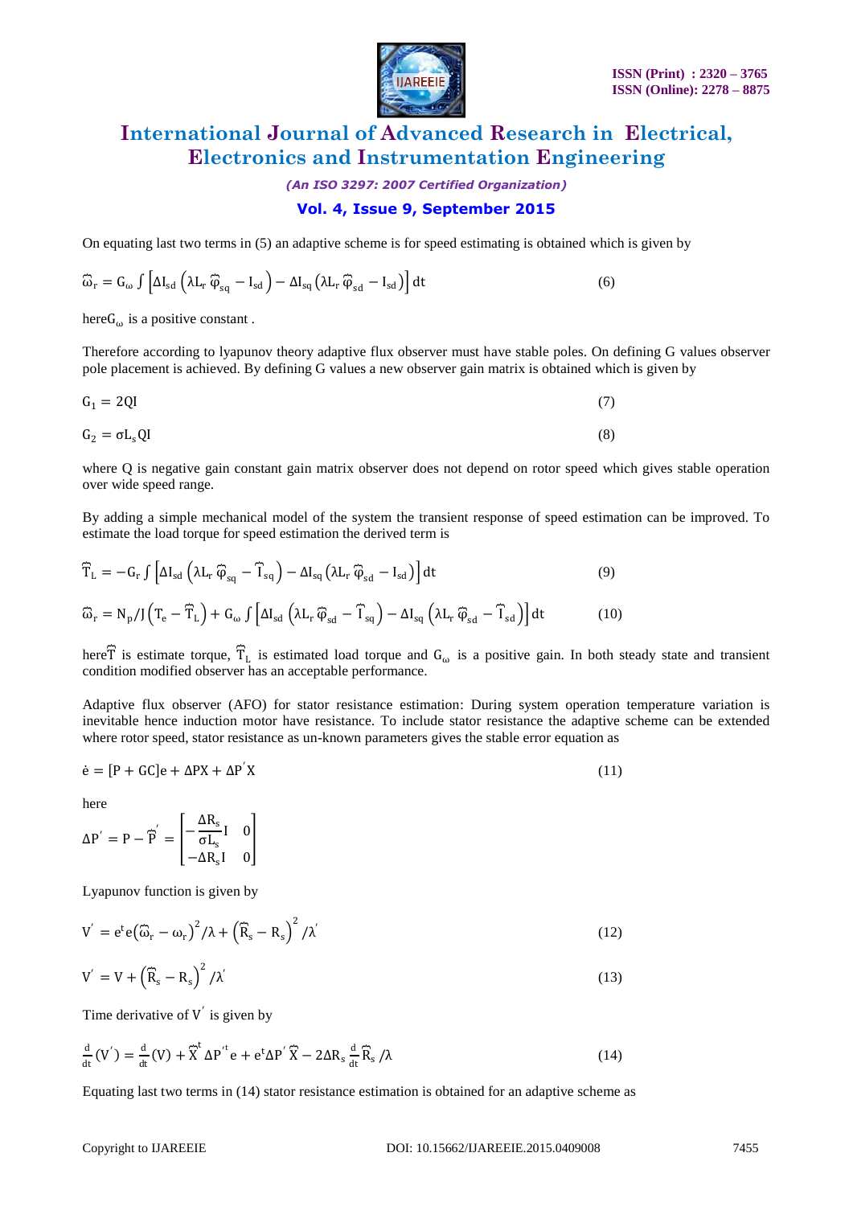On equating last two terms in (5) an adaptive scheme is for speed estimating is obtained which is given by

$$\hat{\omega}_r = G_\omega \int \left[\Delta I_{sd}\left(\lambda L_r \hat{\varphi}_{sq} - I_{sd}\right) - \Delta I_{sq}\left(\lambda L_r \hat{\varphi}_{sd} - I_{sd}\right)\right] dt \qquad (6)$$

here$G_\omega$ is a positive constant .

Therefore according to lyapunov theory adaptive flux observer must have stable poles. On defining G values observer pole placement is achieved. By defining G values a new observer gain matrix is obtained which is given by

$$G_1 = 2QI \qquad (7)$$

$$G_2 = \sigma L_s QI \qquad (8)$$

where Q is negative gain constant gain matrix observer does not depend on rotor speed which gives stable operation over wide speed range.

By adding a simple mechanical model of the system the transient response of speed estimation can be improved. To estimate the load torque for speed estimation the derived term is

$$\hat{T}_L = -G_r \int \left[\Delta I_{sd}\left(\lambda L_r \hat{\varphi}_{sq} - \hat{I}_{sq}\right) - \Delta I_{sq}\left(\lambda L_r \hat{\varphi}_{sd} - I_{sd}\right)\right] dt \qquad (9)$$

$$\hat{\omega}_r = N_p/J\left(T_e - \hat{T}_L\right) + G_\omega \int \left[\Delta I_{sd}\left(\lambda L_r \hat{\varphi}_{sd} - \hat{I}_{sq}\right) - \Delta I_{sq}\left(\lambda L_r \hat{\varphi}_{sd} - \hat{I}_{sd}\right)\right] dt \qquad (10)$$

here$\hat{T}$ is estimate torque, $\hat{T}_L$ is estimated load torque and $G_\omega$ is a positive gain. In both steady state and transient condition modified observer has an acceptable performance.

Adaptive flux observer (AFO) for stator resistance estimation: During system operation temperature variation is inevitable hence induction motor have resistance. To include stator resistance the adaptive scheme can be extended where rotor speed, stator resistance as un-known parameters gives the stable error equation as

$$\dot{e} = [P + GC]e + \Delta PX + \Delta P' X \qquad (11)$$

here

$$\Delta P' = P - \hat{P}' = \begin{bmatrix} -\dfrac{\Delta R_s}{\sigma L_s} I & 0 \\ -\Delta R_s I & 0 \end{bmatrix}$$

Lyapunov function is given by

$$V' = e^t e\left(\hat{\omega}_r - \omega_r\right)^2/\lambda + \left(\hat{R}_s - R_s\right)^2/\lambda' \qquad (12)$$

$$V' = V + \left(\hat{R}_s - R_s\right)^2/\lambda' \qquad (13)$$

Time derivative of $V'$ is given by

$$\frac{d}{dt}(V') = \frac{d}{dt}(V) + \hat{X}^t \Delta P'^t e + e^t \Delta P' \hat{X} - 2\Delta R_s \frac{d}{dt}\hat{R}_s/\lambda \qquad (14)$$

Equating last two terms in (14) stator resistance estimation is obtained for an adaptive scheme as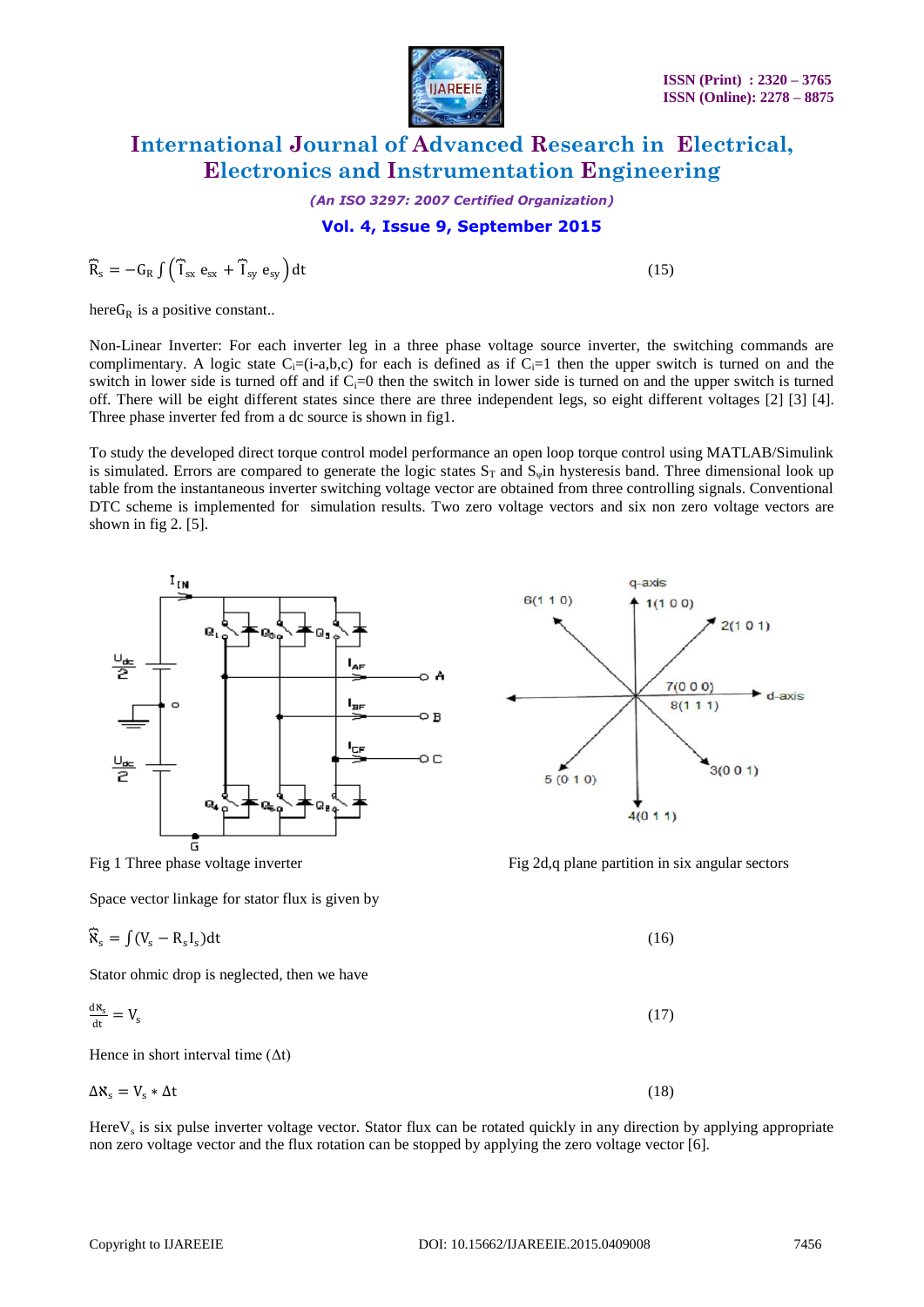$$\vec{R}_s = -G_R \int \left( \vec{I}_{sx}\, e_{sx} + \vec{I}_{sy}\, e_{sy} \right) dt \qquad (15)$$

here$G_R$ is a positive constant..

Non-Linear Inverter: For each inverter leg in a three phase voltage source inverter, the switching commands are complimentary. A logic state $C_i$=(i-a,b,c) for each is defined as if $C_i$=1 then the upper switch is turned on and the switch in lower side is turned off and if $C_i$=0 then the switch in lower side is turned on and the upper switch is turned off. There will be eight different states since there are three independent legs, so eight different voltages [2] [3] [4]. Three phase inverter fed from a dc source is shown in fig1.

To study the developed direct torque control model performance an open loop torque control using MATLAB/Simulink is simulated. Errors are compared to generate the logic states $S_T$ and $S_\psi$in hysteresis band. Three dimensional look up table from the instantaneous inverter switching voltage vector are obtained from three controlling signals. Conventional DTC scheme is implemented for simulation results. Two zero voltage vectors and six non zero voltage vectors are shown in fig 2. [5].

Fig 1 Three phase voltage inverter

Fig 2d,q plane partition in six angular sectors

Space vector linkage for stator flux is given by

$$\vec{\aleph}_s = \int (V_s - R_s I_s) dt \qquad (16)$$

Stator ohmic drop is neglected, then we have

$$\frac{d\aleph_s}{dt} = V_s \qquad (17)$$

Hence in short interval time (Δt)

$$\Delta\aleph_s = V_s * \Delta t \qquad (18)$$

Here$V_s$ is six pulse inverter voltage vector. Stator flux can be rotated quickly in any direction by applying appropriate non zero voltage vector and the flux rotation can be stopped by applying the zero voltage vector [6].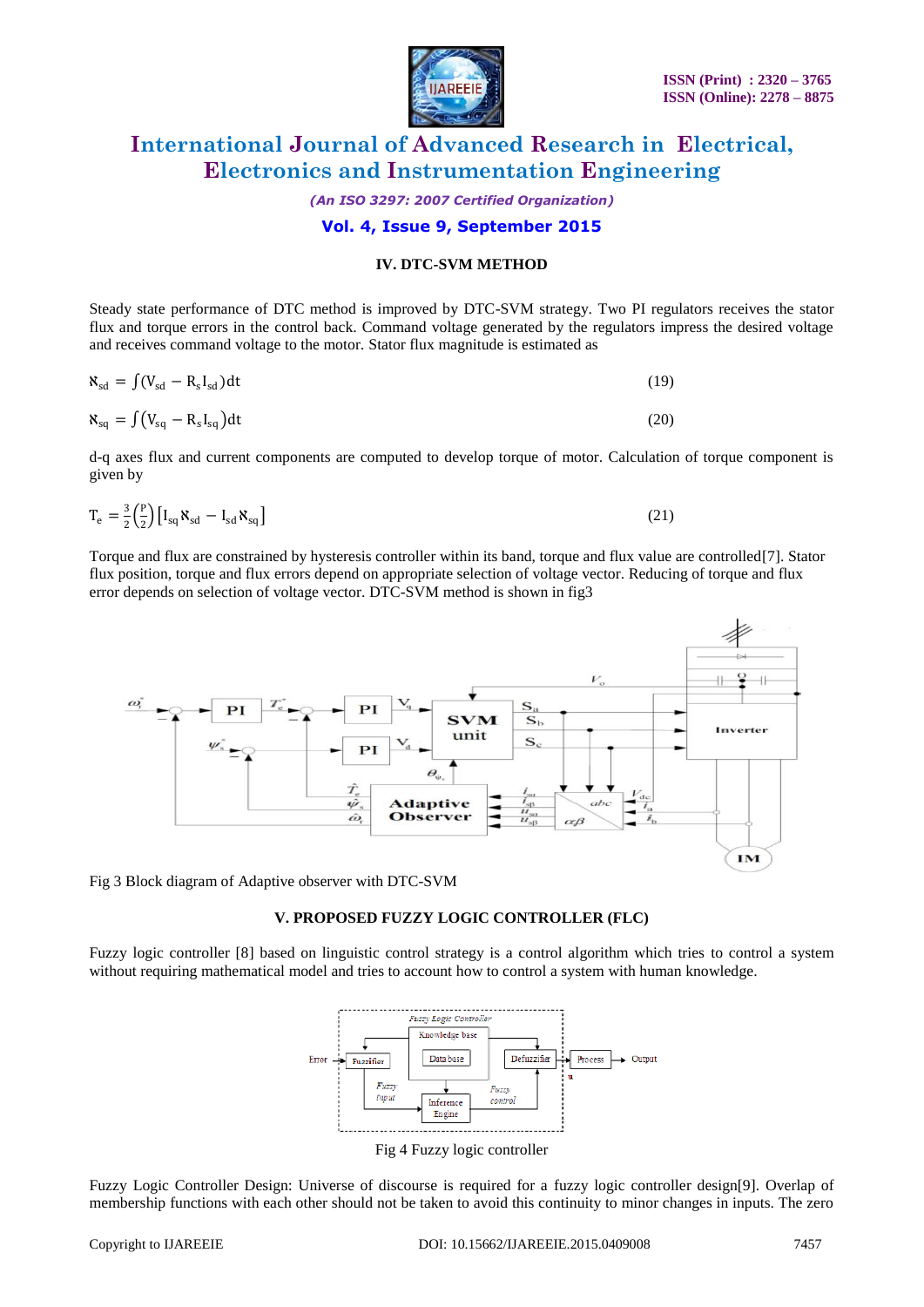### IV. DTC-SVM METHOD

Steady state performance of DTC method is improved by DTC-SVM strategy. Two PI regulators receives the stator flux and torque errors in the control back. Command voltage generated by the regulators impress the desired voltage and receives command voltage to the motor. Stator flux magnitude is estimated as

$$\aleph_{sd} = \int (V_{sd} - R_s I_{sd}) dt \quad (19)$$

$$\aleph_{sq} = \int (V_{sq} - R_s I_{sq}) dt \quad (20)$$

d-q axes flux and current components are computed to develop torque of motor. Calculation of torque component is given by

$$T_e = \frac{3}{2}\left(\frac{P}{2}\right)\left[I_{sq}\aleph_{sd} - I_{sd}\aleph_{sq}\right] \quad (21)$$

Torque and flux are constrained by hysteresis controller within its band, torque and flux value are controlled[7]. Stator flux position, torque and flux errors depend on appropriate selection of voltage vector. Reducing of torque and flux error depends on selection of voltage vector. DTC-SVM method is shown in fig3

Fig 3 Block diagram of Adaptive observer with DTC-SVM

### V. PROPOSED FUZZY LOGIC CONTROLLER (FLC)

Fuzzy logic controller [8] based on linguistic control strategy is a control algorithm which tries to control a system without requiring mathematical model and tries to account how to control a system with human knowledge.

Fig 4 Fuzzy logic controller

Fuzzy Logic Controller Design: Universe of discourse is required for a fuzzy logic controller design[9]. Overlap of membership functions with each other should not be taken to avoid this continuity to minor changes in inputs. The zero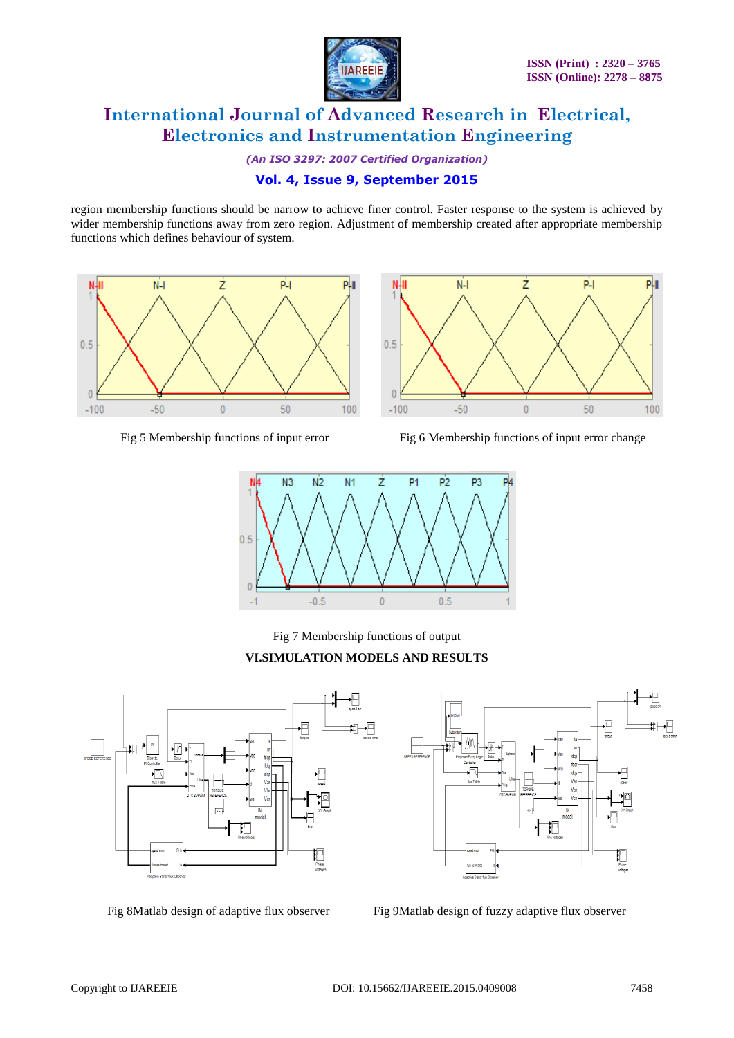region membership functions should be narrow to achieve finer control. Faster response to the system is achieved by wider membership functions away from zero region. Adjustment of membership created after appropriate membership functions which defines behaviour of system.

Fig 5 Membership functions of input error

Fig 6 Membership functions of input error change

Fig 7 Membership functions of output

## VI.SIMULATION MODELS AND RESULTS

Fig 8Matlab design of adaptive flux observer

Fig 9Matlab design of fuzzy adaptive flux observer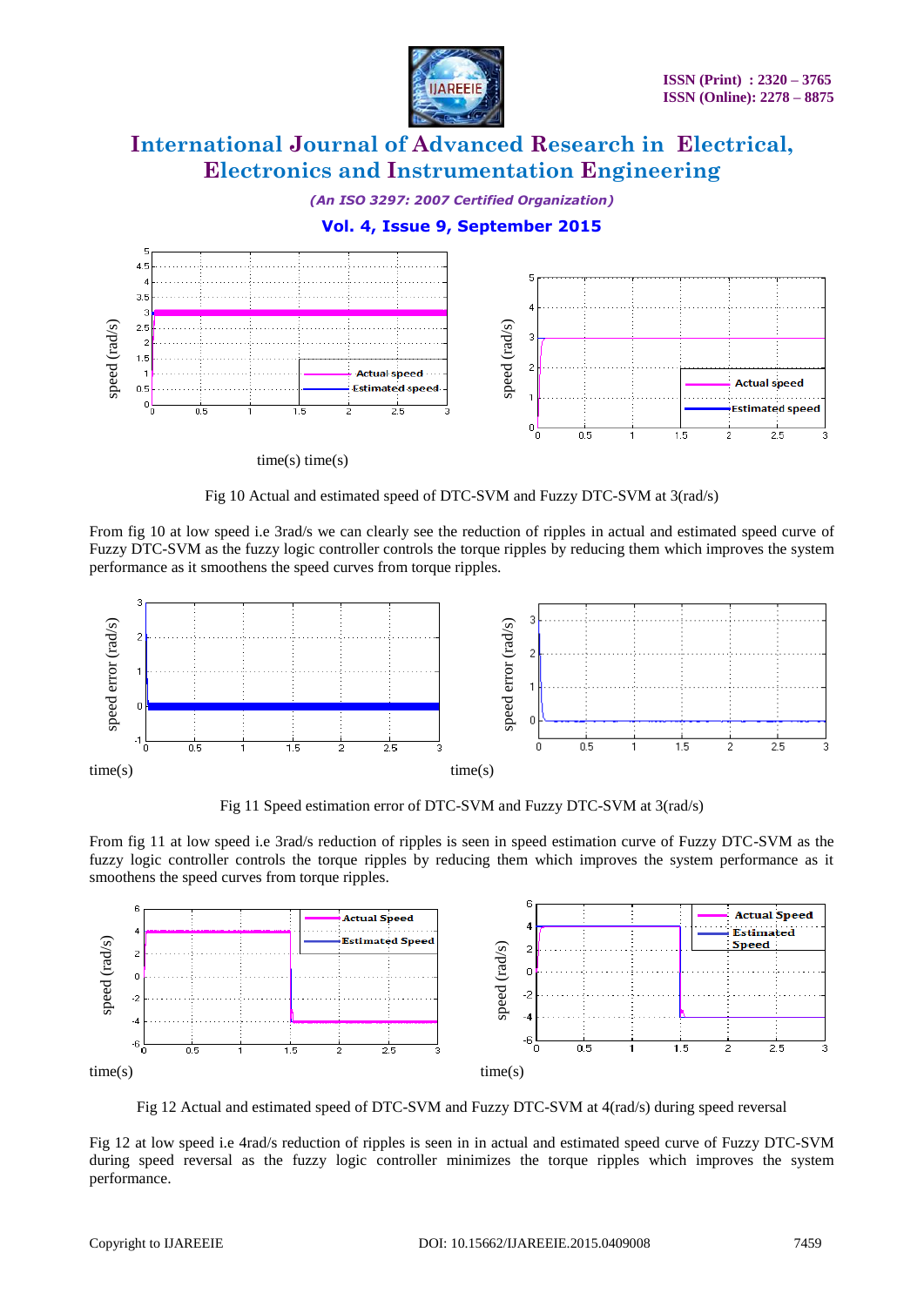time(s) time(s)

Fig 10 Actual and estimated speed of DTC-SVM and Fuzzy DTC-SVM at 3(rad/s)

From fig 10 at low speed i.e 3rad/s we can clearly see the reduction of ripples in actual and estimated speed curve of Fuzzy DTC-SVM as the fuzzy logic controller controls the torque ripples by reducing them which improves the system performance as it smoothens the speed curves from torque ripples.

time(s) time(s)

Fig 11 Speed estimation error of DTC-SVM and Fuzzy DTC-SVM at 3(rad/s)

From fig 11 at low speed i.e 3rad/s reduction of ripples is seen in speed estimation curve of Fuzzy DTC-SVM as the fuzzy logic controller controls the torque ripples by reducing them which improves the system performance as it smoothens the speed curves from torque ripples.

time(s) time(s)

Fig 12 Actual and estimated speed of DTC-SVM and Fuzzy DTC-SVM at 4(rad/s) during speed reversal

Fig 12 at low speed i.e 4rad/s reduction of ripples is seen in in actual and estimated speed curve of Fuzzy DTC-SVM during speed reversal as the fuzzy logic controller minimizes the torque ripples which improves the system performance.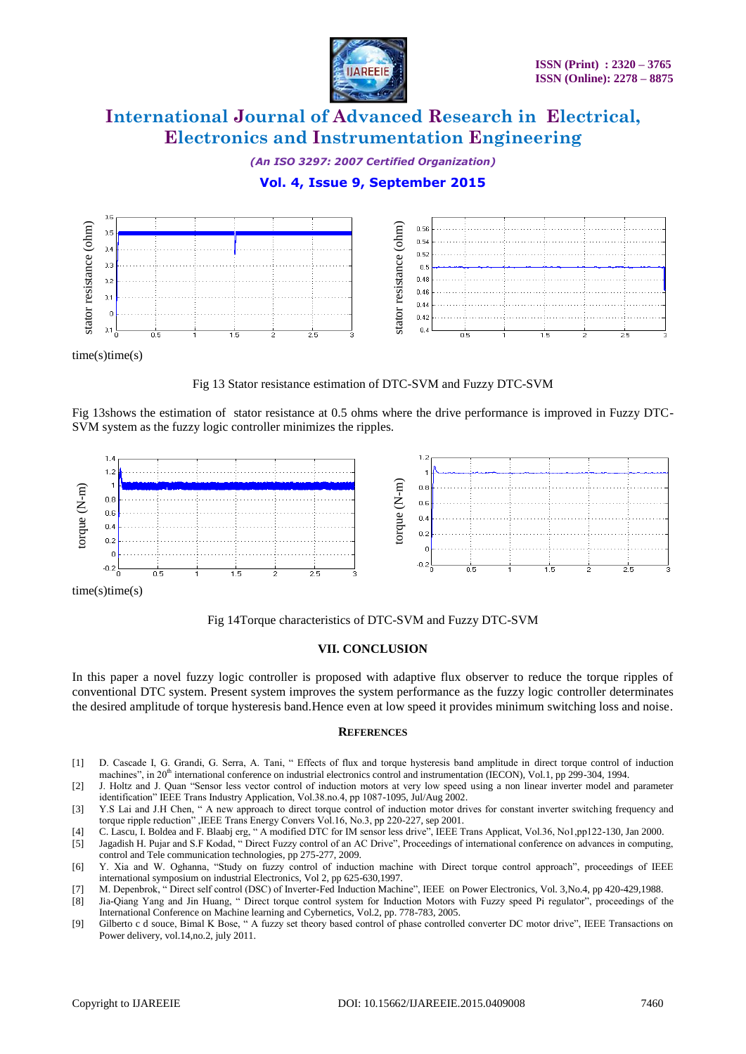stator resistance (ohm)

0.6
0.5
0.4
0.3
0.2
0.1
0
-0.1
0 0.5 1 1.5 2 2.5 3

stator resistance (ohm)

0.56
0.54
0.52
0.5
0.48
0.46
0.44
0.42
0.4
0.5 1 1.5 2 2.5 3

time(s)time(s)

Fig 13 Stator resistance estimation of DTC-SVM and Fuzzy DTC-SVM

Fig 13shows the estimation of stator resistance at 0.5 ohms where the drive performance is improved in Fuzzy DTC-SVM system as the fuzzy logic controller minimizes the ripples.

torque (N-m)

1.4
1.2
1
0.8
0.6
0.4
0.2
0
-0.2
0 0.5 1 1.5 2 2.5 3

torque (N-m)

1.2
1
0.8
0.6
0.4
0.2
0
-0.2
0 0.5 1 1.5 2 2.5 3

time(s)time(s)

Fig 14Torque characteristics of DTC-SVM and Fuzzy DTC-SVM

## VII. CONCLUSION

In this paper a novel fuzzy logic controller is proposed with adaptive flux observer to reduce the torque ripples of conventional DTC system. Present system improves the system performance as the fuzzy logic controller determinates the desired amplitude of torque hysteresis band.Hence even at low speed it provides minimum switching loss and noise.

## REFERENCES

[1] D. Cascade I, G. Grandi, G. Serra, A. Tani, " Effects of flux and torque hysteresis band amplitude in direct torque control of induction machines", in 20th international conference on industrial electronics control and instrumentation (IECON), Vol.1, pp 299-304, 1994.

[2] J. Holtz and J. Quan "Sensor less vector control of induction motors at very low speed using a non linear inverter model and parameter identification" IEEE Trans Industry Application, Vol.38.no.4, pp 1087-1095, Jul/Aug 2002.

[3] Y.S Lai and J.H Chen, " A new approach to direct torque control of induction motor drives for constant inverter switching frequency and torque ripple reduction" ,IEEE Trans Energy Convers Vol.16, No.3, pp 220-227, sep 2001.

[4] C. Lascu, I. Boldea and F. Blaabj erg, " A modified DTC for IM sensor less drive", IEEE Trans Applicat, Vol.36, No1,pp122-130, Jan 2000.

[5] Jagadish H. Pujar and S.F Kodad, " Direct Fuzzy control of an AC Drive", Proceedings of international conference on advances in computing, control and Tele communication technologies, pp 275-277, 2009.

[6] Y. Xia and W. Oghanna, "Study on fuzzy control of induction machine with Direct torque control approach", proceedings of IEEE international symposium on industrial Electronics, Vol 2, pp 625-630,1997.

[7] M. Depenbrok, " Direct self control (DSC) of Inverter-Fed Induction Machine", IEEE on Power Electronics, Vol. 3,No.4, pp 420-429,1988.

[8] Jia-Qiang Yang and Jin Huang, " Direct torque control system for Induction Motors with Fuzzy speed Pi regulator", proceedings of the International Conference on Machine learning and Cybernetics, Vol.2, pp. 778-783, 2005.

[9] Gilberto c d souce, Bimal K Bose, " A fuzzy set theory based control of phase controlled converter DC motor drive", IEEE Transactions on Power delivery, vol.14,no.2, july 2011.